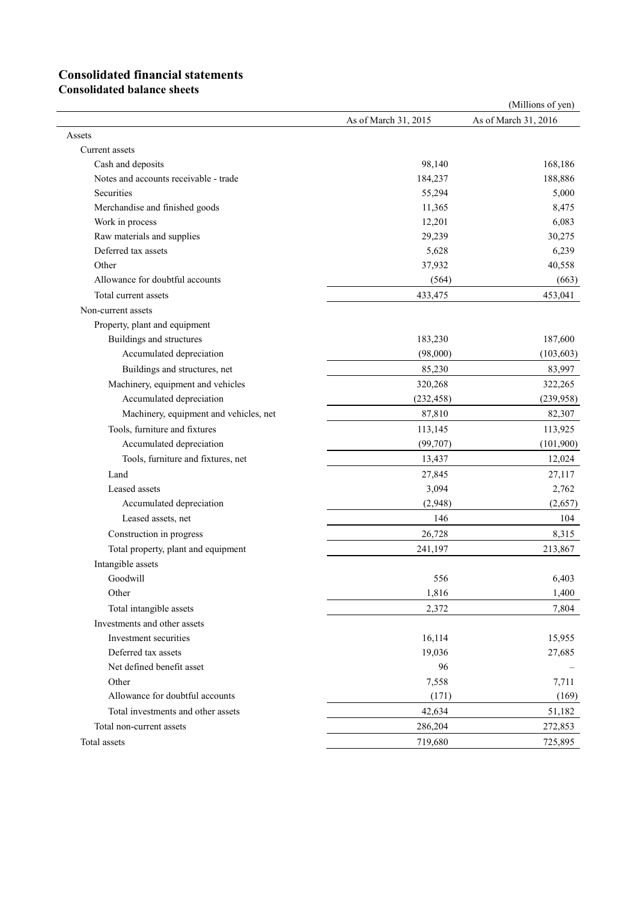# Consolidated financial statements

## Consolidated balance sheets

(Millions of yen)

| | As of March 31, 2015 | As of March 31, 2016 |
|---|---|---|
| Assets | | |
| Current assets | | |
| Cash and deposits | 98,140 | 168,186 |
| Notes and accounts receivable - trade | 184,237 | 188,886 |
| Securities | 55,294 | 5,000 |
| Merchandise and finished goods | 11,365 | 8,475 |
| Work in process | 12,201 | 6,083 |
| Raw materials and supplies | 29,239 | 30,275 |
| Deferred tax assets | 5,628 | 6,239 |
| Other | 37,932 | 40,558 |
| Allowance for doubtful accounts | (564) | (663) |
| Total current assets | 433,475 | 453,041 |
| Non-current assets | | |
| Property, plant and equipment | | |
| Buildings and structures | 183,230 | 187,600 |
| Accumulated depreciation | (98,000) | (103,603) |
| Buildings and structures, net | 85,230 | 83,997 |
| Machinery, equipment and vehicles | 320,268 | 322,265 |
| Accumulated depreciation | (232,458) | (239,958) |
| Machinery, equipment and vehicles, net | 87,810 | 82,307 |
| Tools, furniture and fixtures | 113,145 | 113,925 |
| Accumulated depreciation | (99,707) | (101,900) |
| Tools, furniture and fixtures, net | 13,437 | 12,024 |
| Land | 27,845 | 27,117 |
| Leased assets | 3,094 | 2,762 |
| Accumulated depreciation | (2,948) | (2,657) |
| Leased assets, net | 146 | 104 |
| Construction in progress | 26,728 | 8,315 |
| Total property, plant and equipment | 241,197 | 213,867 |
| Intangible assets | | |
| Goodwill | 556 | 6,403 |
| Other | 1,816 | 1,400 |
| Total intangible assets | 2,372 | 7,804 |
| Investments and other assets | | |
| Investment securities | 16,114 | 15,955 |
| Deferred tax assets | 19,036 | 27,685 |
| Net defined benefit asset | 96 | – |
| Other | 7,558 | 7,711 |
| Allowance for doubtful accounts | (171) | (169) |
| Total investments and other assets | 42,634 | 51,182 |
| Total non-current assets | 286,204 | 272,853 |
| Total assets | 719,680 | 725,895 |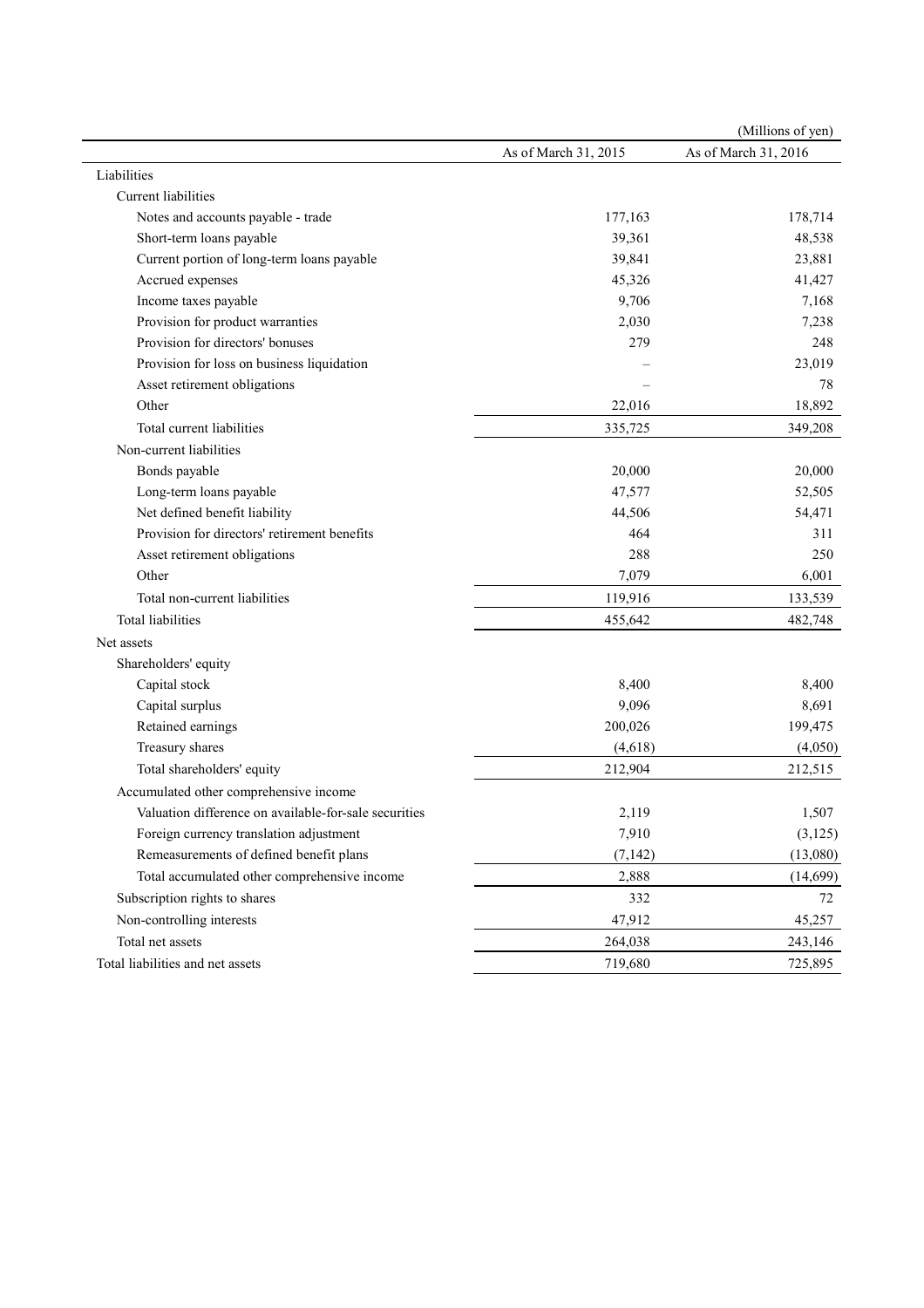(Millions of yen)

| | As of March 31, 2015 | As of March 31, 2016 |
|---|---|---|
| Liabilities | | |
| Current liabilities | | |
| Notes and accounts payable - trade | 177,163 | 178,714 |
| Short-term loans payable | 39,361 | 48,538 |
| Current portion of long-term loans payable | 39,841 | 23,881 |
| Accrued expenses | 45,326 | 41,427 |
| Income taxes payable | 9,706 | 7,168 |
| Provision for product warranties | 2,030 | 7,238 |
| Provision for directors' bonuses | 279 | 248 |
| Provision for loss on business liquidation | – | 23,019 |
| Asset retirement obligations | – | 78 |
| Other | 22,016 | 18,892 |
| Total current liabilities | 335,725 | 349,208 |
| Non-current liabilities | | |
| Bonds payable | 20,000 | 20,000 |
| Long-term loans payable | 47,577 | 52,505 |
| Net defined benefit liability | 44,506 | 54,471 |
| Provision for directors' retirement benefits | 464 | 311 |
| Asset retirement obligations | 288 | 250 |
| Other | 7,079 | 6,001 |
| Total non-current liabilities | 119,916 | 133,539 |
| Total liabilities | 455,642 | 482,748 |
| Net assets | | |
| Shareholders' equity | | |
| Capital stock | 8,400 | 8,400 |
| Capital surplus | 9,096 | 8,691 |
| Retained earnings | 200,026 | 199,475 |
| Treasury shares | (4,618) | (4,050) |
| Total shareholders' equity | 212,904 | 212,515 |
| Accumulated other comprehensive income | | |
| Valuation difference on available-for-sale securities | 2,119 | 1,507 |
| Foreign currency translation adjustment | 7,910 | (3,125) |
| Remeasurements of defined benefit plans | (7,142) | (13,080) |
| Total accumulated other comprehensive income | 2,888 | (14,699) |
| Subscription rights to shares | 332 | 72 |
| Non-controlling interests | 47,912 | 45,257 |
| Total net assets | 264,038 | 243,146 |
| Total liabilities and net assets | 719,680 | 725,895 |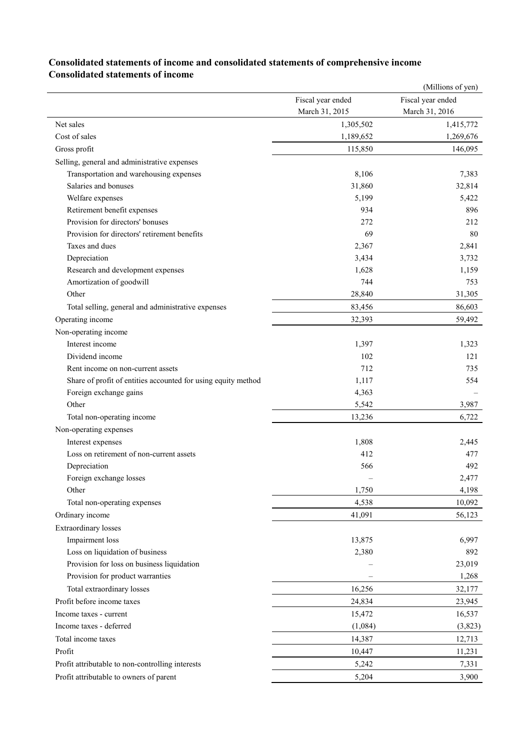## Consolidated statements of income and consolidated statements of comprehensive income

### Consolidated statements of income

(Millions of yen)

| | Fiscal year ended March 31, 2015 | Fiscal year ended March 31, 2016 |
|---|---|---|
| Net sales | 1,305,502 | 1,415,772 |
| Cost of sales | 1,189,652 | 1,269,676 |
| Gross profit | 115,850 | 146,095 |
| Selling, general and administrative expenses | | |
| Transportation and warehousing expenses | 8,106 | 7,383 |
| Salaries and bonuses | 31,860 | 32,814 |
| Welfare expenses | 5,199 | 5,422 |
| Retirement benefit expenses | 934 | 896 |
| Provision for directors' bonuses | 272 | 212 |
| Provision for directors' retirement benefits | 69 | 80 |
| Taxes and dues | 2,367 | 2,841 |
| Depreciation | 3,434 | 3,732 |
| Research and development expenses | 1,628 | 1,159 |
| Amortization of goodwill | 744 | 753 |
| Other | 28,840 | 31,305 |
| Total selling, general and administrative expenses | 83,456 | 86,603 |
| Operating income | 32,393 | 59,492 |
| Non-operating income | | |
| Interest income | 1,397 | 1,323 |
| Dividend income | 102 | 121 |
| Rent income on non-current assets | 712 | 735 |
| Share of profit of entities accounted for using equity method | 1,117 | 554 |
| Foreign exchange gains | 4,363 | – |
| Other | 5,542 | 3,987 |
| Total non-operating income | 13,236 | 6,722 |
| Non-operating expenses | | |
| Interest expenses | 1,808 | 2,445 |
| Loss on retirement of non-current assets | 412 | 477 |
| Depreciation | 566 | 492 |
| Foreign exchange losses | – | 2,477 |
| Other | 1,750 | 4,198 |
| Total non-operating expenses | 4,538 | 10,092 |
| Ordinary income | 41,091 | 56,123 |
| Extraordinary losses | | |
| Impairment loss | 13,875 | 6,997 |
| Loss on liquidation of business | 2,380 | 892 |
| Provision for loss on business liquidation | – | 23,019 |
| Provision for product warranties | – | 1,268 |
| Total extraordinary losses | 16,256 | 32,177 |
| Profit before income taxes | 24,834 | 23,945 |
| Income taxes - current | 15,472 | 16,537 |
| Income taxes - deferred | (1,084) | (3,823) |
| Total income taxes | 14,387 | 12,713 |
| Profit | 10,447 | 11,231 |
| Profit attributable to non-controlling interests | 5,242 | 7,331 |
| Profit attributable to owners of parent | 5,204 | 3,900 |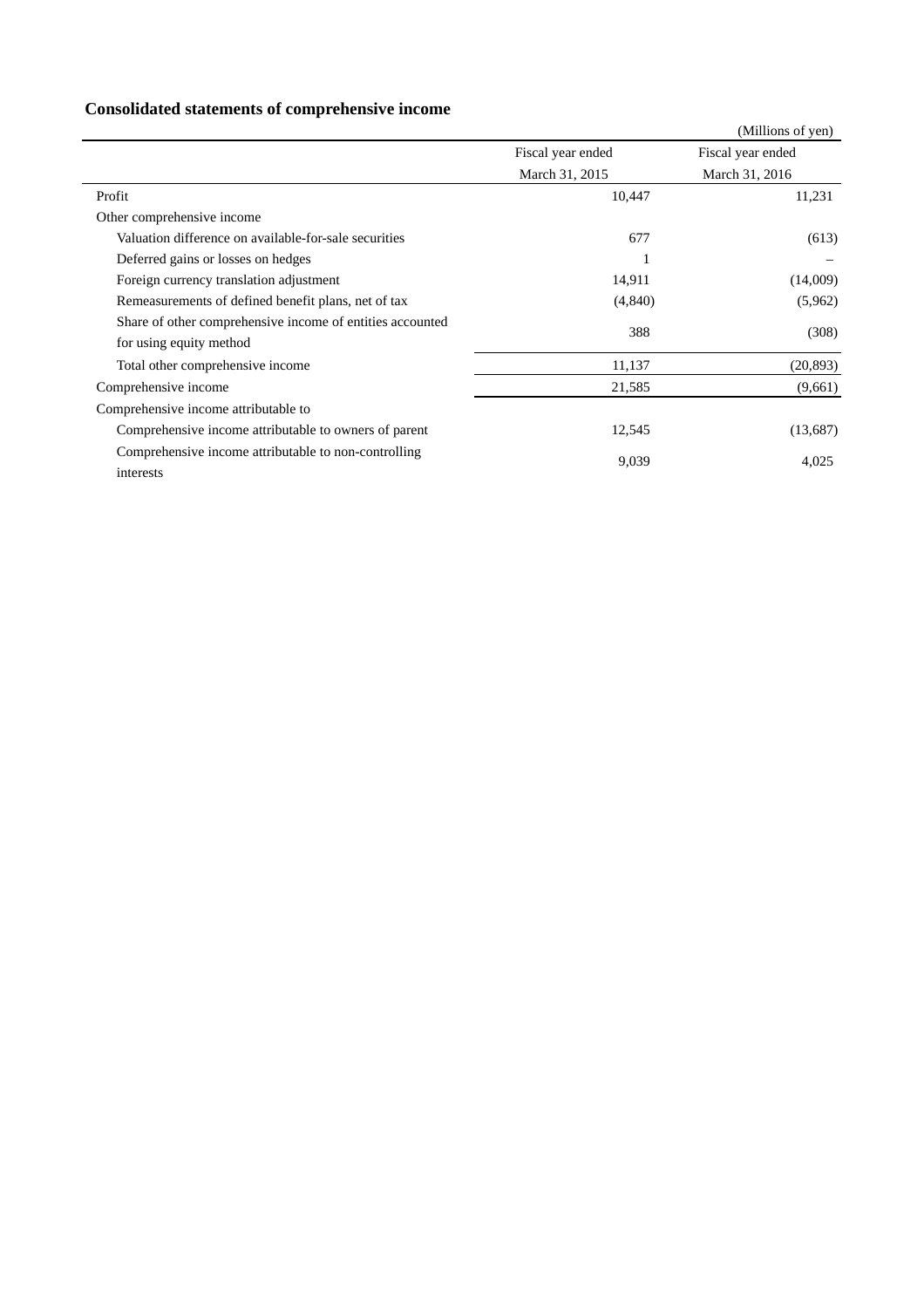## Consolidated statements of comprehensive income

(Millions of yen)

| | Fiscal year ended March 31, 2015 | Fiscal year ended March 31, 2016 |
|---|---|---|
| Profit | 10,447 | 11,231 |
| Other comprehensive income | | |
| Valuation difference on available-for-sale securities | 677 | (613) |
| Deferred gains or losses on hedges | 1 | – |
| Foreign currency translation adjustment | 14,911 | (14,009) |
| Remeasurements of defined benefit plans, net of tax | (4,840) | (5,962) |
| Share of other comprehensive income of entities accounted for using equity method | 388 | (308) |
| Total other comprehensive income | 11,137 | (20,893) |
| Comprehensive income | 21,585 | (9,661) |
| Comprehensive income attributable to | | |
| Comprehensive income attributable to owners of parent | 12,545 | (13,687) |
| Comprehensive income attributable to non-controlling interests | 9,039 | 4,025 |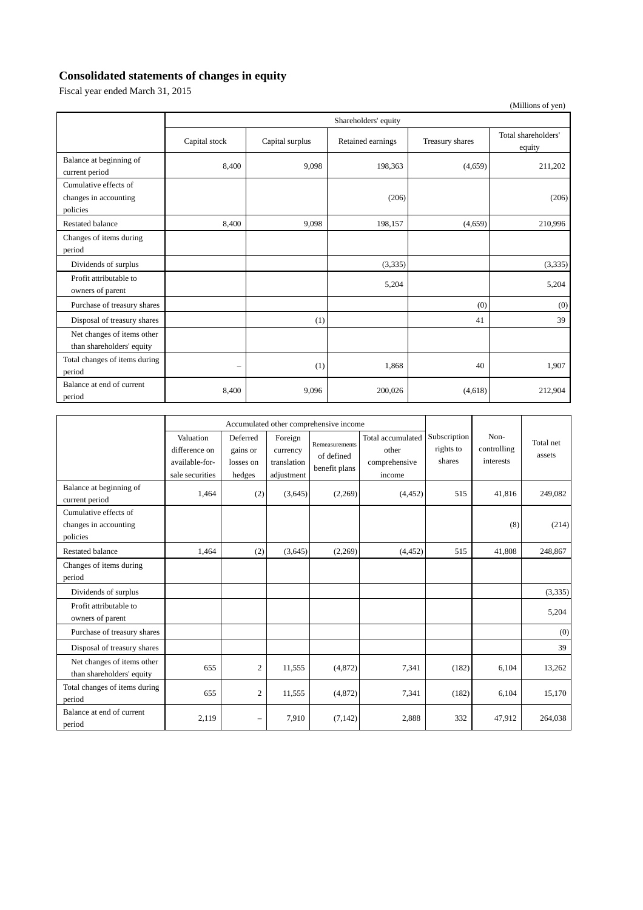# Consolidated statements of changes in equity

Fiscal year ended March 31, 2015

(Millions of yen)

| | Shareholders' equity | | | | |
|---|---|---|---|---|---|
| | Capital stock | Capital surplus | Retained earnings | Treasury shares | Total shareholders' equity |
| Balance at beginning of current period | 8,400 | 9,098 | 198,363 | (4,659) | 211,202 |
| Cumulative effects of changes in accounting policies | | | (206) | | (206) |
| Restated balance | 8,400 | 9,098 | 198,157 | (4,659) | 210,996 |
| Changes of items during period | | | | | |
| Dividends of surplus | | | (3,335) | | (3,335) |
| Profit attributable to owners of parent | | | 5,204 | | 5,204 |
| Purchase of treasury shares | | | | (0) | (0) |
| Disposal of treasury shares | | (1) | | 41 | 39 |
| Net changes of items other than shareholders' equity | | | | | |
| Total changes of items during period | – | (1) | 1,868 | 40 | 1,907 |
| Balance at end of current period | 8,400 | 9,096 | 200,026 | (4,618) | 212,904 |

| | Accumulated other comprehensive income | | | | | Subscription rights to shares | Non-controlling interests | Total net assets |
|---|---|---|---|---|---|---|---|---|
| | Valuation difference on available-for-sale securities | Deferred gains or losses on hedges | Foreign currency translation adjustment | Remeasurements of defined benefit plans | Total accumulated other comprehensive income | | | |
| Balance at beginning of current period | 1,464 | (2) | (3,645) | (2,269) | (4,452) | 515 | 41,816 | 249,082 |
| Cumulative effects of changes in accounting policies | | | | | | | (8) | (214) |
| Restated balance | 1,464 | (2) | (3,645) | (2,269) | (4,452) | 515 | 41,808 | 248,867 |
| Changes of items during period | | | | | | | | |
| Dividends of surplus | | | | | | | | (3,335) |
| Profit attributable to owners of parent | | | | | | | | 5,204 |
| Purchase of treasury shares | | | | | | | | (0) |
| Disposal of treasury shares | | | | | | | | 39 |
| Net changes of items other than shareholders' equity | 655 | 2 | 11,555 | (4,872) | 7,341 | (182) | 6,104 | 13,262 |
| Total changes of items during period | 655 | 2 | 11,555 | (4,872) | 7,341 | (182) | 6,104 | 15,170 |
| Balance at end of current period | 2,119 | – | 7,910 | (7,142) | 2,888 | 332 | 47,912 | 264,038 |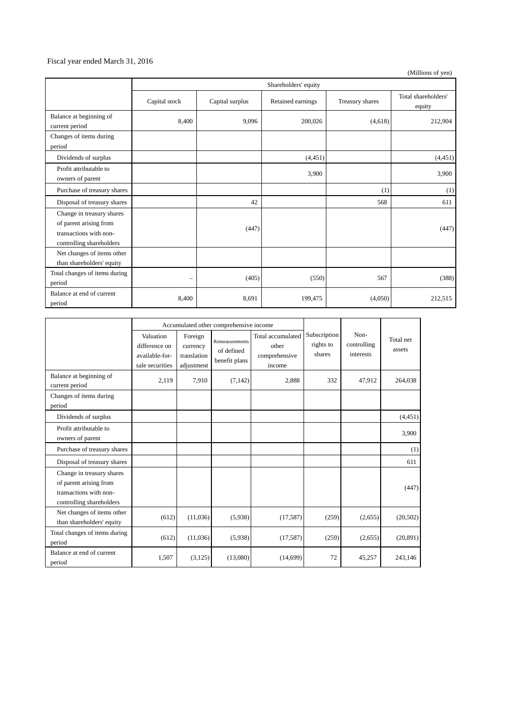Fiscal year ended March 31, 2016

(Millions of yen)

| | Shareholders' equity | | | | |
|---|---|---|---|---|---|
| | Capital stock | Capital surplus | Retained earnings | Treasury shares | Total shareholders' equity |
| Balance at beginning of current period | 8,400 | 9,096 | 200,026 | (4,618) | 212,904 |
| Changes of items during period | | | | | |
| Dividends of surplus | | | (4,451) | | (4,451) |
| Profit attributable to owners of parent | | | 3,900 | | 3,900 |
| Purchase of treasury shares | | | | (1) | (1) |
| Disposal of treasury shares | | 42 | | 568 | 611 |
| Change in treasury shares of parent arising from transactions with non-controlling shareholders | | (447) | | | (447) |
| Net changes of items other than shareholders' equity | | | | | |
| Total changes of items during period | – | (405) | (550) | 567 | (388) |
| Balance at end of current period | 8,400 | 8,691 | 199,475 | (4,050) | 212,515 |

| | Accumulated other comprehensive income | | | | Subscription rights to shares | Non-controlling interests | Total net assets |
|---|---|---|---|---|---|---|---|
| | Valuation difference on available-for-sale securities | Foreign currency translation adjustment | Remeasurements of defined benefit plans | Total accumulated other comprehensive income | | | |
| Balance at beginning of current period | 2,119 | 7,910 | (7,142) | 2,888 | 332 | 47,912 | 264,038 |
| Changes of items during period | | | | | | | |
| Dividends of surplus | | | | | | | (4,451) |
| Profit attributable to owners of parent | | | | | | | 3,900 |
| Purchase of treasury shares | | | | | | | (1) |
| Disposal of treasury shares | | | | | | | 611 |
| Change in treasury shares of parent arising from transactions with non-controlling shareholders | | | | | | | (447) |
| Net changes of items other than shareholders' equity | (612) | (11,036) | (5,938) | (17,587) | (259) | (2,655) | (20,502) |
| Total changes of items during period | (612) | (11,036) | (5,938) | (17,587) | (259) | (2,655) | (20,891) |
| Balance at end of current period | 1,507 | (3,125) | (13,080) | (14,699) | 72 | 45,257 | 243,146 |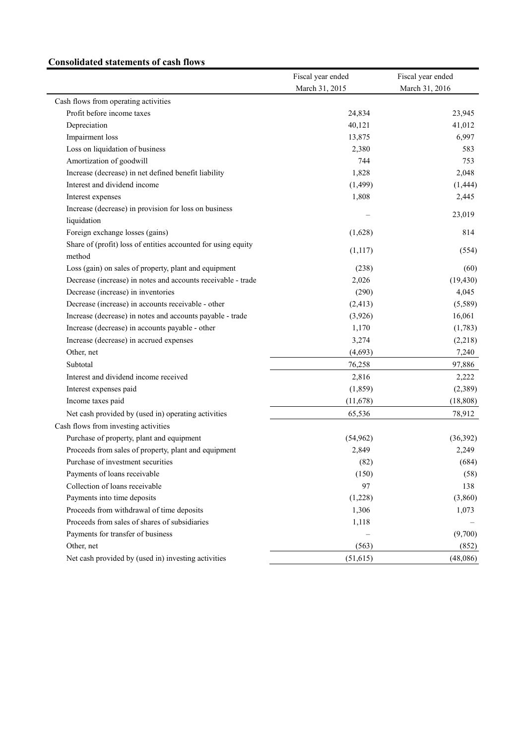## Consolidated statements of cash flows

| | Fiscal year ended March 31, 2015 | Fiscal year ended March 31, 2016 |
|---|---|---|
| Cash flows from operating activities | | |
| Profit before income taxes | 24,834 | 23,945 |
| Depreciation | 40,121 | 41,012 |
| Impairment loss | 13,875 | 6,997 |
| Loss on liquidation of business | 2,380 | 583 |
| Amortization of goodwill | 744 | 753 |
| Increase (decrease) in net defined benefit liability | 1,828 | 2,048 |
| Interest and dividend income | (1,499) | (1,444) |
| Interest expenses | 1,808 | 2,445 |
| Increase (decrease) in provision for loss on business liquidation | – | 23,019 |
| Foreign exchange losses (gains) | (1,628) | 814 |
| Share of (profit) loss of entities accounted for using equity method | (1,117) | (554) |
| Loss (gain) on sales of property, plant and equipment | (238) | (60) |
| Decrease (increase) in notes and accounts receivable - trade | 2,026 | (19,430) |
| Decrease (increase) in inventories | (290) | 4,045 |
| Decrease (increase) in accounts receivable - other | (2,413) | (5,589) |
| Increase (decrease) in notes and accounts payable - trade | (3,926) | 16,061 |
| Increase (decrease) in accounts payable - other | 1,170 | (1,783) |
| Increase (decrease) in accrued expenses | 3,274 | (2,218) |
| Other, net | (4,693) | 7,240 |
| Subtotal | 76,258 | 97,886 |
| Interest and dividend income received | 2,816 | 2,222 |
| Interest expenses paid | (1,859) | (2,389) |
| Income taxes paid | (11,678) | (18,808) |
| Net cash provided by (used in) operating activities | 65,536 | 78,912 |
| Cash flows from investing activities | | |
| Purchase of property, plant and equipment | (54,962) | (36,392) |
| Proceeds from sales of property, plant and equipment | 2,849 | 2,249 |
| Purchase of investment securities | (82) | (684) |
| Payments of loans receivable | (150) | (58) |
| Collection of loans receivable | 97 | 138 |
| Payments into time deposits | (1,228) | (3,860) |
| Proceeds from withdrawal of time deposits | 1,306 | 1,073 |
| Proceeds from sales of shares of subsidiaries | 1,118 | – |
| Payments for transfer of business | – | (9,700) |
| Other, net | (563) | (852) |
| Net cash provided by (used in) investing activities | (51,615) | (48,086) |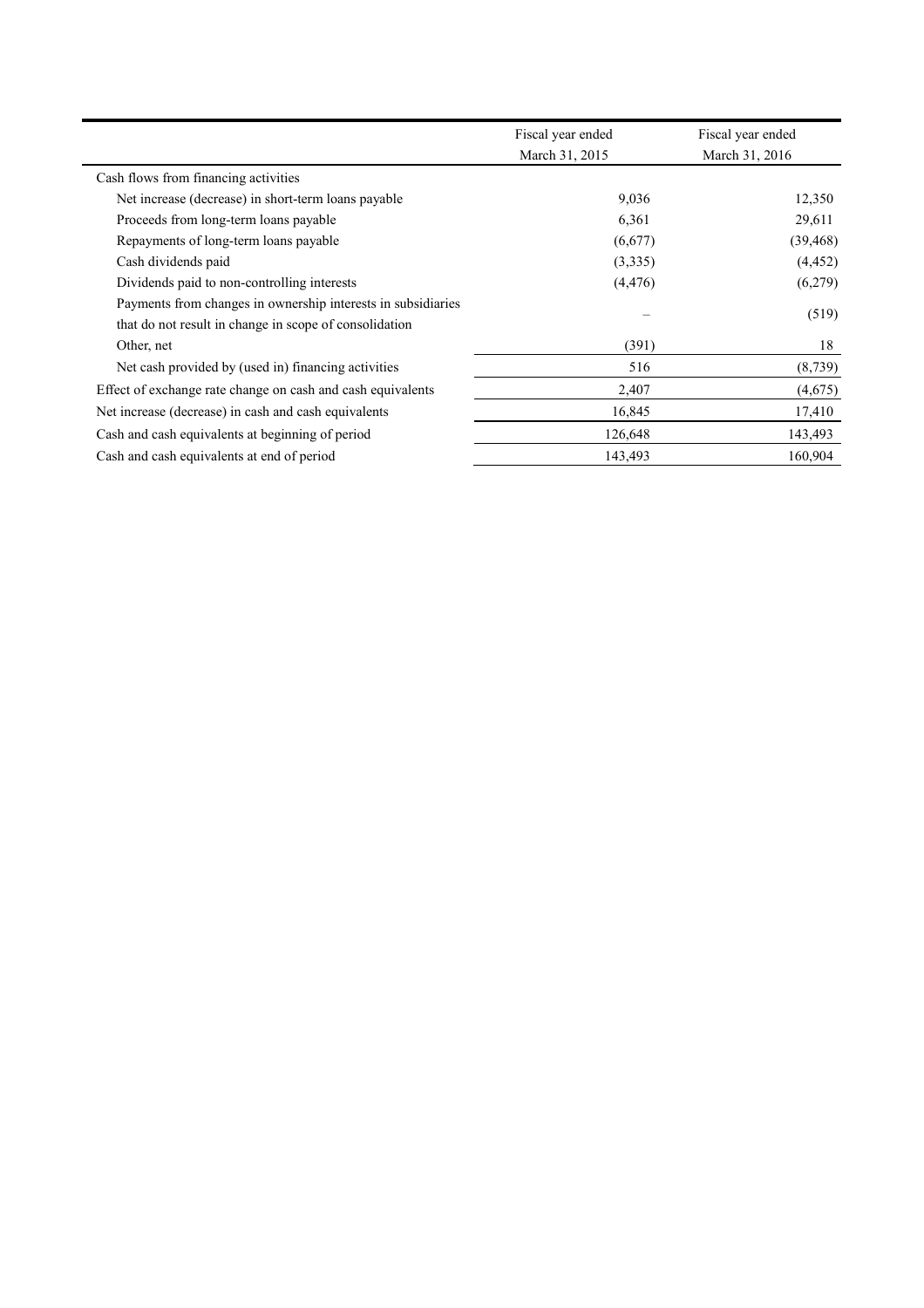| | Fiscal year ended March 31, 2015 | Fiscal year ended March 31, 2016 |
|---|---|---|
| Cash flows from financing activities | | |
| Net increase (decrease) in short-term loans payable | 9,036 | 12,350 |
| Proceeds from long-term loans payable | 6,361 | 29,611 |
| Repayments of long-term loans payable | (6,677) | (39,468) |
| Cash dividends paid | (3,335) | (4,452) |
| Dividends paid to non-controlling interests | (4,476) | (6,279) |
| Payments from changes in ownership interests in subsidiaries that do not result in change in scope of consolidation | – | (519) |
| Other, net | (391) | 18 |
| Net cash provided by (used in) financing activities | 516 | (8,739) |
| Effect of exchange rate change on cash and cash equivalents | 2,407 | (4,675) |
| Net increase (decrease) in cash and cash equivalents | 16,845 | 17,410 |
| Cash and cash equivalents at beginning of period | 126,648 | 143,493 |
| Cash and cash equivalents at end of period | 143,493 | 160,904 |